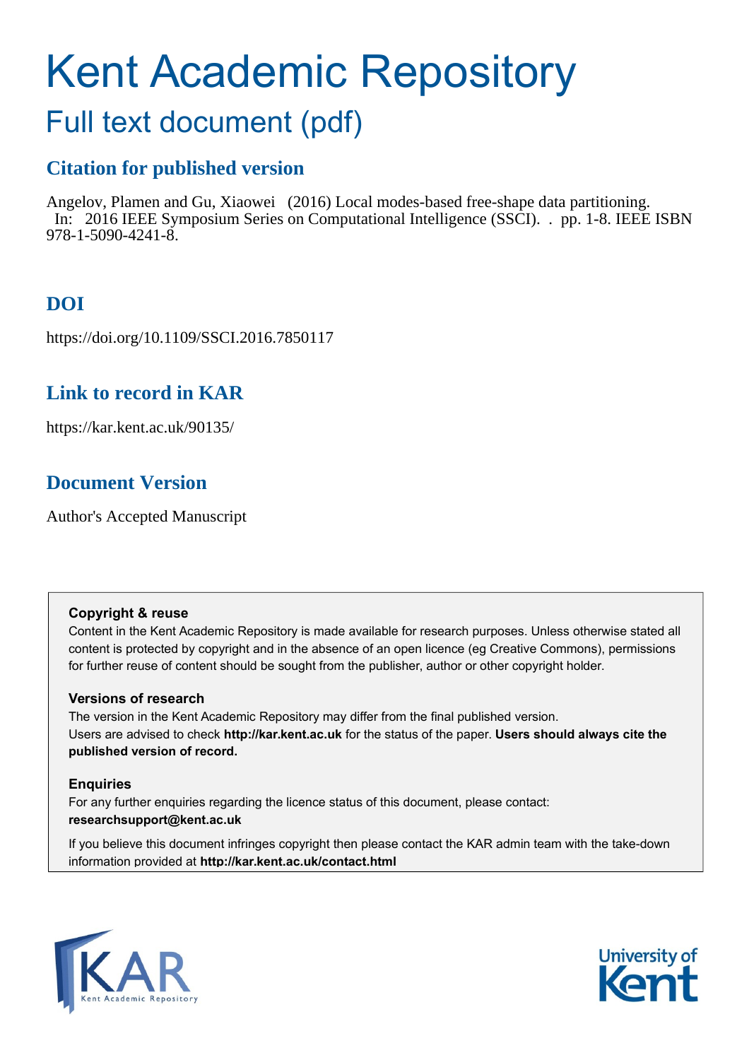# Kent Academic Repository

## Full text document (pdf)

### Citation for published version

Angelov, Plamen and Gu, Xiaowei (2016) Local modes-based free-shape data partitioning. In: 2016 IEEE Symposium Series on Computational Intelligence (SSCI). . pp. 1-8. IEEE ISBN 978-1-5090-4241-8.

### DOI

https://doi.org/10.1109/SSCI.2016.7850117

### Link to record in KAR

https://kar.kent.ac.uk/90135/

### Document Version

Author's Accepted Manuscript

**Copyright & reuse**

Content in the Kent Academic Repository is made available for research purposes. Unless otherwise stated all content is protected by copyright and in the absence of an open licence (eg Creative Commons), permissions for further reuse of content should be sought from the publisher, author or other copyright holder.

**Versions of research**

The version in the Kent Academic Repository may differ from the final published version. Users are advised to check **http://kar.kent.ac.uk** for the status of the paper. **Users should always cite the published version of record.**

**Enquiries**

For any further enquiries regarding the licence status of this document, please contact: **researchsupport@kent.ac.uk**

If you believe this document infringes copyright then please contact the KAR admin team with the take-down information provided at **http://kar.kent.ac.uk/contact.html**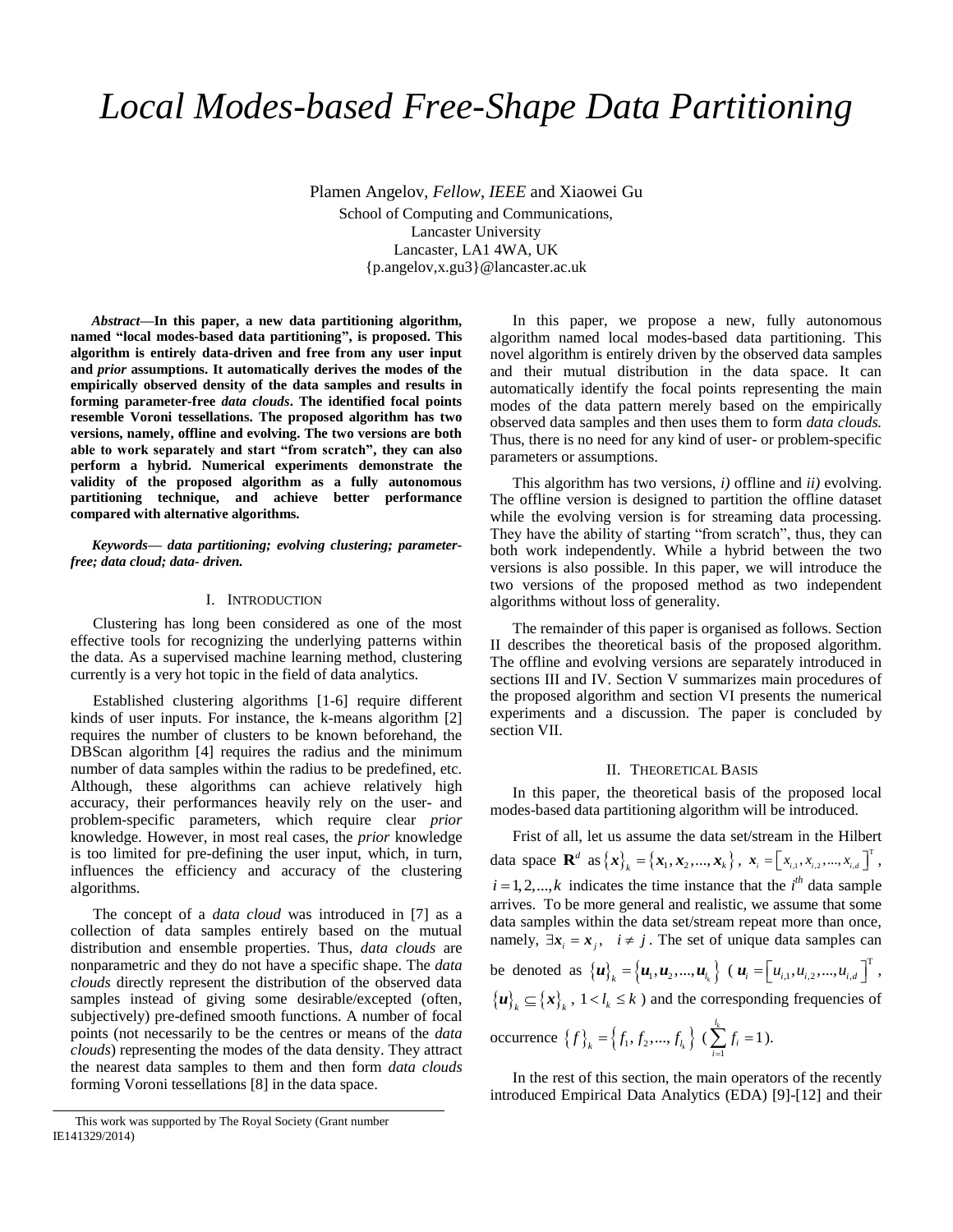# Local Modes-based Free-Shape Data Partitioning

Plamen Angelov, *Fellow*, *IEEE* and Xiaowei Gu
School of Computing and Communications,
Lancaster University
Lancaster, LA1 4WA, UK
{p.angelov,x.gu3}@lancaster.ac.uk

***Abstract*—In this paper, a new data partitioning algorithm, named "local modes-based data partitioning", is proposed. This algorithm is entirely data-driven and free from any user input and *prior* assumptions. It automatically derives the modes of the empirically observed density of the data samples and results in forming parameter-free *data clouds*. The identified focal points resemble Voroni tessellations. The proposed algorithm has two versions, namely, offline and evolving. The two versions are both able to work separately and start "from scratch", they can also perform a hybrid. Numerical experiments demonstrate the validity of the proposed algorithm as a fully autonomous partitioning technique, and achieve better performance compared with alternative algorithms.**

***Keywords— data partitioning; evolving clustering; parameter-free; data cloud; data- driven.***

## I. Introduction

Clustering has long been considered as one of the most effective tools for recognizing the underlying patterns within the data. As a supervised machine learning method, clustering currently is a very hot topic in the field of data analytics.

Established clustering algorithms [1-6] require different kinds of user inputs. For instance, the k-means algorithm [2] requires the number of clusters to be known beforehand, the DBScan algorithm [4] requires the radius and the minimum number of data samples within the radius to be predefined, etc. Although, these algorithms can achieve relatively high accuracy, their performances heavily rely on the user- and problem-specific parameters, which require clear *prior* knowledge. However, in most real cases, the *prior* knowledge is too limited for pre-defining the user input, which, in turn, influences the efficiency and accuracy of the clustering algorithms.

The concept of a *data cloud* was introduced in [7] as a collection of data samples entirely based on the mutual distribution and ensemble properties. Thus, *data clouds* are nonparametric and they do not have a specific shape. The *data clouds* directly represent the distribution of the observed data samples instead of giving some desirable/excepted (often, subjectively) pre-defined smooth functions. A number of focal points (not necessarily to be the centres or means of the *data clouds*) representing the modes of the data density. They attract the nearest data samples to them and then form *data clouds* forming Voroni tessellations [8] in the data space.

In this paper, we propose a new, fully autonomous algorithm named local modes-based data partitioning. This novel algorithm is entirely driven by the observed data samples and their mutual distribution in the data space. It can automatically identify the focal points representing the main modes of the data pattern merely based on the empirically observed data samples and then uses them to form *data clouds.* Thus, there is no need for any kind of user- or problem-specific parameters or assumptions.

This algorithm has two versions, *i)* offline and *ii)* evolving. The offline version is designed to partition the offline dataset while the evolving version is for streaming data processing. They have the ability of starting "from scratch", thus, they can both work independently. While a hybrid between the two versions is also possible. In this paper, we will introduce the two versions of the proposed method as two independent algorithms without loss of generality.

The remainder of this paper is organised as follows. Section II describes the theoretical basis of the proposed algorithm. The offline and evolving versions are separately introduced in sections III and IV. Section V summarizes main procedures of the proposed algorithm and section VI presents the numerical experiments and a discussion. The paper is concluded by section VII.

## II. Theoretical Basis

In this paper, the theoretical basis of the proposed local modes-based data partitioning algorithm will be introduced.

Frist of all, let us assume the data set/stream in the Hilbert data space $\mathbf{R}^d$ as $\{\boldsymbol{x}\}_k = \{\boldsymbol{x}_1, \boldsymbol{x}_2, ..., \boldsymbol{x}_k\}$, $\boldsymbol{x}_i = \left[x_{i,1}, x_{i,2}, ..., x_{i,d}\right]^{\mathrm{T}}$, $i = 1, 2, ..., k$ indicates the time instance that the $i^{th}$ data sample arrives. To be more general and realistic, we assume that some data samples within the data set/stream repeat more than once, namely, $\exists \boldsymbol{x}_i = \boldsymbol{x}_j, \quad i \neq j$. The set of unique data samples can be denoted as $\{\boldsymbol{u}\}_k = \{\boldsymbol{u}_1, \boldsymbol{u}_2, ..., \boldsymbol{u}_{l_k}\}$ ($\boldsymbol{u}_i = \left[u_{i,1}, u_{i,2}, ..., u_{i,d}\right]^{\mathrm{T}}$, $\{\boldsymbol{u}\}_k \subseteq \{\boldsymbol{x}\}_k$, $1 < l_k \leq k$) and the corresponding frequencies of occurrence $\{f\}_k = \{f_1, f_2, ..., f_{l_k}\}$ ($\sum_{i=1}^{l_k} f_i = 1$).

In the rest of this section, the main operators of the recently introduced Empirical Data Analytics (EDA) [9]-[12] and their

This work was supported by The Royal Society (Grant number IE141329/2014)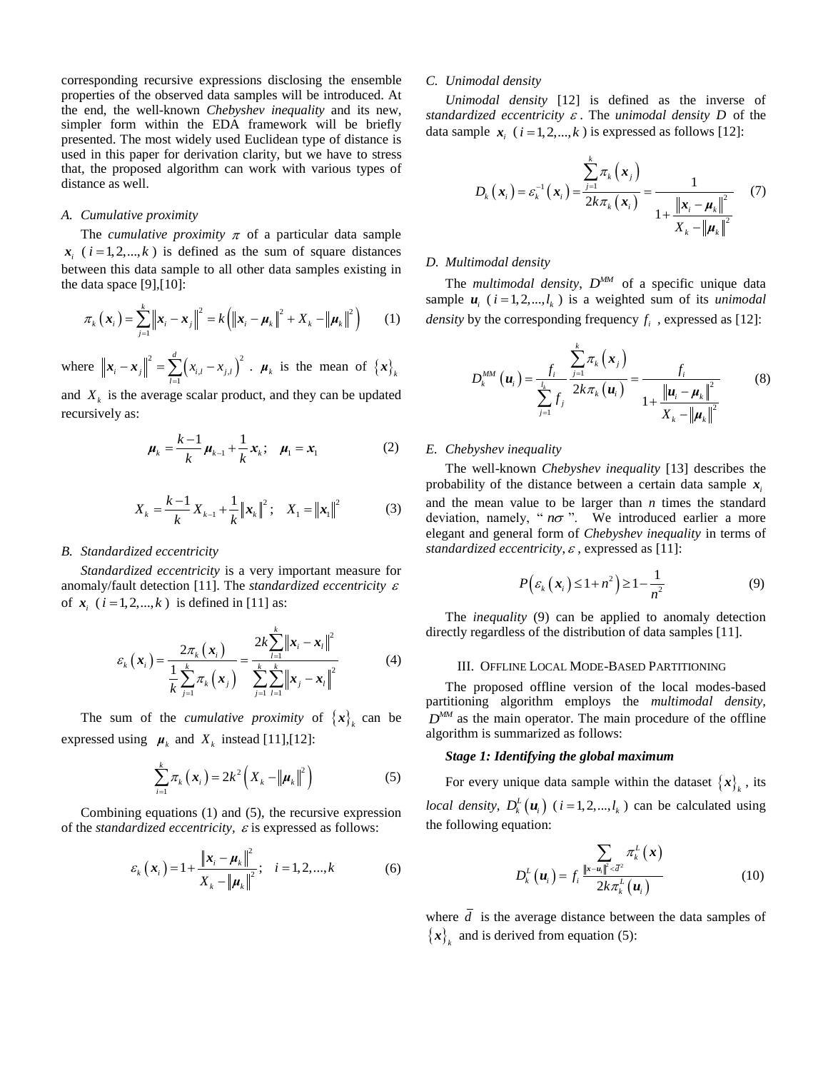corresponding recursive expressions disclosing the ensemble properties of the observed data samples will be introduced. At the end, the well-known *Chebyshev inequality* and its new, simpler form within the EDA framework will be briefly presented. The most widely used Euclidean type of distance is used in this paper for derivation clarity, but we have to stress that, the proposed algorithm can work with various types of distance as well.

### A. Cumulative proximity

The *cumulative proximity* $\pi$ of a particular data sample $\boldsymbol{x}_i$ ( $i=1,2,...,k$ ) is defined as the sum of square distances between this data sample to all other data samples existing in the data space [9],[10]:

$$\pi_k\left(\boldsymbol{x}_i\right)=\sum_{j=1}^{k}\left\|\boldsymbol{x}_i-\boldsymbol{x}_j\right\|^2=k\left(\left\|\boldsymbol{x}_i-\boldsymbol{\mu}_k\right\|^2+X_k-\left\|\boldsymbol{\mu}_k\right\|^2\right) \tag{1}$$

where $\left\|\boldsymbol{x}_i-\boldsymbol{x}_j\right\|^2=\sum_{l=1}^{d}\left(x_{i,l}-x_{j,l}\right)^2$ . $\boldsymbol{\mu}_k$ is the mean of $\{\boldsymbol{x}\}_k$ and $X_k$ is the average scalar product, and they can be updated recursively as:

$$\boldsymbol{\mu}_k=\frac{k-1}{k}\boldsymbol{\mu}_{k-1}+\frac{1}{k}\boldsymbol{x}_k;\quad \boldsymbol{\mu}_1=\boldsymbol{x}_1 \tag{2}$$

$$X_k=\frac{k-1}{k}X_{k-1}+\frac{1}{k}\left\|\boldsymbol{x}_k\right\|^2;\quad X_1=\left\|\boldsymbol{x}_1\right\|^2 \tag{3}$$

### B. Standardized eccentricity

*Standardized eccentricity* is a very important measure for anomaly/fault detection [11]. The *standardized eccentricity* $\varepsilon$ of $\boldsymbol{x}_i$ ( $i=1,2,...,k$ ) is defined in [11] as:

$$\varepsilon_k\left(\boldsymbol{x}_i\right)=\frac{2\pi_k\left(\boldsymbol{x}_i\right)}{\frac{1}{k}\sum_{j=1}^{k}\pi_k\left(\boldsymbol{x}_j\right)}=\frac{2k\sum_{l=1}^{k}\left\|\boldsymbol{x}_i-\boldsymbol{x}_l\right\|^2}{\sum_{j=1}^{k}\sum_{l=1}^{k}\left\|\boldsymbol{x}_j-\boldsymbol{x}_l\right\|^2} \tag{4}$$

The sum of the *cumulative proximity* of $\{\boldsymbol{x}\}_k$ can be expressed using $\boldsymbol{\mu}_k$ and $X_k$ instead [11],[12]:

$$\sum_{i=1}^{k}\pi_k\left(\boldsymbol{x}_i\right)=2k^2\left(X_k-\left\|\boldsymbol{\mu}_k\right\|^2\right) \tag{5}$$

Combining equations (1) and (5), the recursive expression of the *standardized eccentricity,* $\varepsilon$ is expressed as follows:

$$\varepsilon_k\left(\boldsymbol{x}_i\right)=1+\frac{\left\|\boldsymbol{x}_i-\boldsymbol{\mu}_k\right\|^2}{X_k-\left\|\boldsymbol{\mu}_k\right\|^2};\quad i=1,2,...,k \tag{6}$$

### C. Unimodal density

*Unimodal density* [12] is defined as the inverse of *standardized eccentricity* $\varepsilon$. The *unimodal density D* of the data sample $\boldsymbol{x}_i$ ( $i=1,2,...,k$ ) is expressed as follows [12]:

$$D_k\left(\boldsymbol{x}_i\right)=\varepsilon_k^{-1}\left(\boldsymbol{x}_i\right)=\frac{\sum_{j=1}^{k}\pi_k\left(\boldsymbol{x}_j\right)}{2k\pi_k\left(\boldsymbol{x}_i\right)}=\frac{1}{1+\frac{\left\|\boldsymbol{x}_i-\boldsymbol{\mu}_k\right\|^2}{X_k-\left\|\boldsymbol{\mu}_k\right\|^2}} \tag{7}$$

### D. Multimodal density

The *multimodal density*, $D^{MM}$ of a specific unique data sample $\boldsymbol{u}_i$ ( $i=1,2,...,l_k$ ) is a weighted sum of its *unimodal density* by the corresponding frequency $f_i$ , expressed as [12]:

$$D_k^{MM}\left(\boldsymbol{u}_i\right)=\frac{f_i}{\sum_{j=1}^{l_k}f_j}\frac{\sum_{j=1}^{k}\pi_k\left(\boldsymbol{x}_j\right)}{2k\pi_k\left(\boldsymbol{u}_i\right)}=\frac{f_i}{1+\frac{\left\|\boldsymbol{u}_i-\boldsymbol{\mu}_k\right\|^2}{X_k-\left\|\boldsymbol{\mu}_k\right\|^2}} \tag{8}$$

### E. Chebyshev inequality

The well-known *Chebyshev inequality* [13] describes the probability of the distance between a certain data sample $\boldsymbol{x}_i$ and the mean value to be larger than *n* times the standard deviation, namely, " $n\sigma$ ". We introduced earlier a more elegant and general form of *Chebyshev inequality* in terms of *standardized eccentricity*, $\varepsilon$ , expressed as [11]:

$$P\left(\varepsilon_k\left(\boldsymbol{x}_i\right)\leq 1+n^2\right)\geq 1-\frac{1}{n^2} \tag{9}$$

The *inequality* (9) can be applied to anomaly detection directly regardless of the distribution of data samples [11].

## III. Offline Local Mode-Based Partitioning

The proposed offline version of the local modes-based partitioning algorithm employs the *multimodal density,* $D^{MM}$ as the main operator. The main procedure of the offline algorithm is summarized as follows:

***Stage 1: Identifying the global maximum***

For every unique data sample within the dataset $\{\boldsymbol{x}\}_k$ , its *local density,* $D_k^L\left(\boldsymbol{u}_i\right)$ ( $i=1,2,...,l_k$ ) can be calculated using the following equation:

$$D_k^L\left(\boldsymbol{u}_i\right)=f_i\frac{\sum_{\left\|\boldsymbol{x}-\boldsymbol{u}_i\right\|^2<\bar{d}^2}\pi_k^L\left(\boldsymbol{x}\right)}{2k\pi_k^L\left(\boldsymbol{u}_i\right)} \tag{10}$$

where $\bar{d}$ is the average distance between the data samples of $\{\boldsymbol{x}\}_k$ and is derived from equation (5):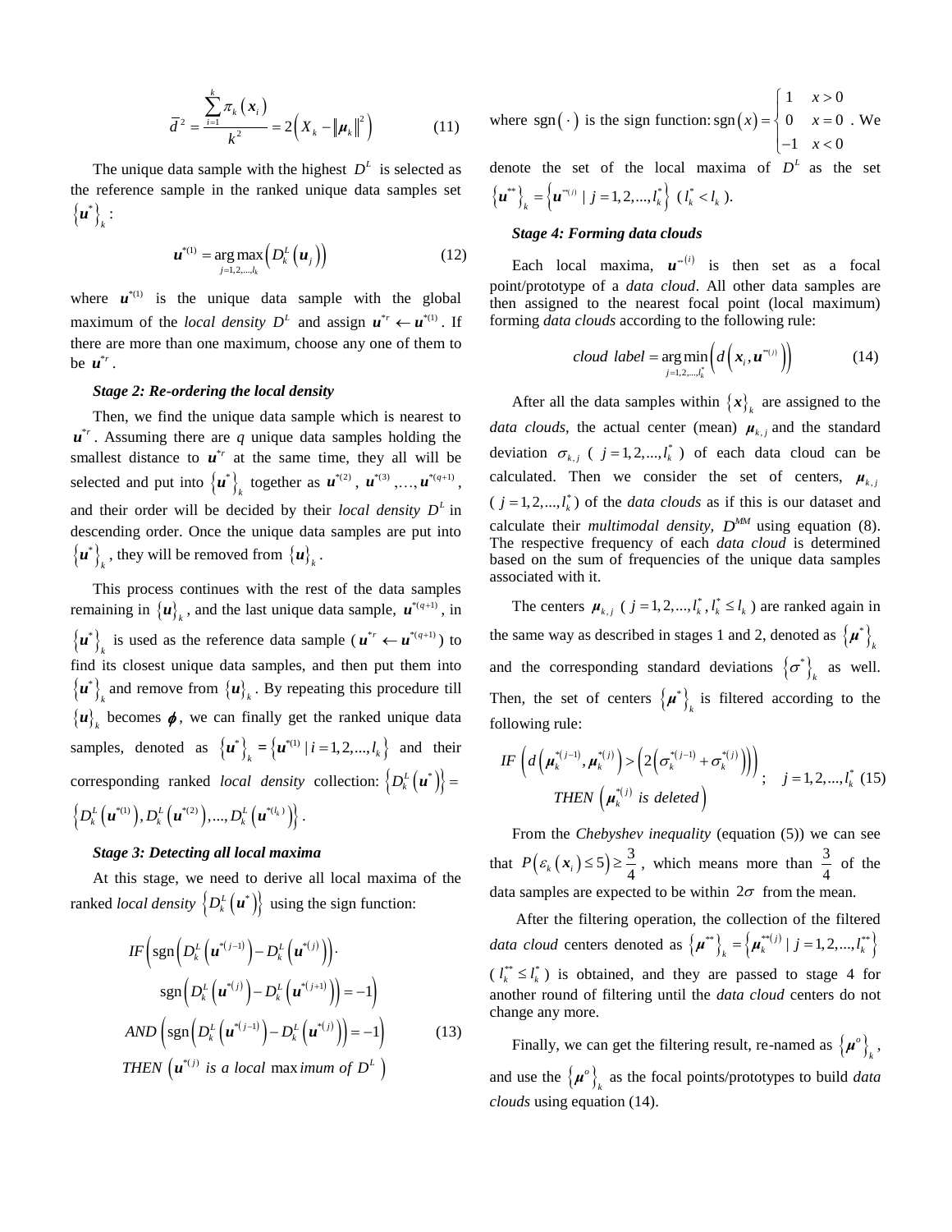$$\bar{d}^2 = \frac{\sum_{i=1}^{k} \pi_k(\boldsymbol{x}_i)}{k^2} = 2\left(X_k - \|\boldsymbol{\mu}_k\|^2\right) \tag{11}$$

The unique data sample with the highest $D^L$ is selected as the reference sample in the ranked unique data samples set $\{\boldsymbol{u}^*\}_k$:

$$\boldsymbol{u}^{*(1)} = \underset{j=1,2,\ldots,l_k}{\arg\max}\left(D_k^L(\boldsymbol{u}_j)\right) \tag{12}$$

where $\boldsymbol{u}^{*(1)}$ is the unique data sample with the global maximum of the *local density* $D^L$ and assign $\boldsymbol{u}^{*r} \leftarrow \boldsymbol{u}^{*(1)}$. If there are more than one maximum, choose any one of them to be $\boldsymbol{u}^{*r}$.

***Stage 2: Re-ordering the local density***

Then, we find the unique data sample which is nearest to $\boldsymbol{u}^{*r}$. Assuming there are $q$ unique data samples holding the smallest distance to $\boldsymbol{u}^{*r}$ at the same time, they all will be selected and put into $\{\boldsymbol{u}^*\}_k$ together as $\boldsymbol{u}^{*(2)}$, $\boldsymbol{u}^{*(3)}, \ldots, \boldsymbol{u}^{*(q+1)}$, and their order will be decided by their *local density* $D^L$ in descending order. Once the unique data samples are put into $\{\boldsymbol{u}^*\}_k$, they will be removed from $\{\boldsymbol{u}\}_k$.

This process continues with the rest of the data samples remaining in $\{\boldsymbol{u}\}_k$, and the last unique data sample, $\boldsymbol{u}^{*(q+1)}$, in $\{\boldsymbol{u}^*\}_k$ is used as the reference data sample ($\boldsymbol{u}^{*r} \leftarrow \boldsymbol{u}^{*(q+1)}$) to find its closest unique data samples, and then put them into $\{\boldsymbol{u}^*\}_k$ and remove from $\{\boldsymbol{u}\}_k$. By repeating this procedure till $\{\boldsymbol{u}\}_k$ becomes $\boldsymbol{\phi}$, we can finally get the ranked unique data samples, denoted as $\{\boldsymbol{u}^*\}_k = \{\boldsymbol{u}^{*(1)} \mid i = 1,2,\ldots,l_k\}$ and their corresponding ranked *local density* collection: $\{D_k^L(\boldsymbol{u}^*)\} = \{D_k^L(\boldsymbol{u}^{*(1)}), D_k^L(\boldsymbol{u}^{*(2)}), \ldots, D_k^L(\boldsymbol{u}^{*(l_k)})\}$.

***Stage 3: Detecting all local maxima***

At this stage, we need to derive all local maxima of the ranked *local density* $\{D_k^L(\boldsymbol{u}^*)\}$ using the sign function:

$$\begin{aligned}
&IF\Big(\operatorname{sgn}\left(D_k^L(\boldsymbol{u}^{*(j-1)}) - D_k^L(\boldsymbol{u}^{*(j)})\right)\cdot \\
&\qquad \operatorname{sgn}\left(D_k^L(\boldsymbol{u}^{*(j)}) - D_k^L(\boldsymbol{u}^{*(j+1)})\right) = -1\Big) \\
&AND\left(\operatorname{sgn}\left(D_k^L(\boldsymbol{u}^{*(j-1)}) - D_k^L(\boldsymbol{u}^{*(j)})\right) = -1\right) \\
&THEN\left(\boldsymbol{u}^{*(j)} \text{ is a local maximum of } D^L\right)
\end{aligned} \tag{13}$$

where $\operatorname{sgn}(\cdot)$ is the sign function: $\operatorname{sgn}(x) = \begin{cases} 1 & x > 0 \\ 0 & x = 0 \\ -1 & x < 0 \end{cases}$. We denote the set of the local maxima of $D^L$ as the set $\{\boldsymbol{u}^{**}\}_k = \{\boldsymbol{u}^{**(j)} \mid j = 1,2,\ldots,l_k^*\}$ ($l_k^* < l_k$).

***Stage 4: Forming data clouds***

Each local maxima, $\boldsymbol{u}^{**(i)}$ is then set as a focal point/prototype of a *data cloud*. All other data samples are then assigned to the nearest focal point (local maximum) forming *data clouds* according to the following rule:

$$cloud\ label = \underset{j=1,2,\ldots,l_k^*}{\arg\min}\left(d\left(\boldsymbol{x}_i, \boldsymbol{u}^{**(j)}\right)\right) \tag{14}$$

After all the data samples within $\{\boldsymbol{x}\}_k$ are assigned to the *data clouds*, the actual center (mean) $\boldsymbol{\mu}_{k,j}$ and the standard deviation $\sigma_{k,j}$ ($j = 1,2,\ldots,l_k^*$) of each data cloud can be calculated. Then we consider the set of centers, $\boldsymbol{\mu}_{k,j}$ ($j = 1,2,\ldots,l_k^*$) of the *data clouds* as if this is our dataset and calculate their *multimodal density*, $D^{MM}$ using equation (8). The respective frequency of each *data cloud* is determined based on the sum of frequencies of the unique data samples associated with it.

The centers $\boldsymbol{\mu}_{k,j}$ ($j = 1,2,\ldots,l_k^*, l_k^* \le l_k$) are ranked again in the same way as described in stages 1 and 2, denoted as $\{\boldsymbol{\mu}^*\}_k$ and the corresponding standard deviations $\{\sigma^*\}_k$ as well. Then, the set of centers $\{\boldsymbol{\mu}^*\}_k$ is filtered according to the following rule:

$$\begin{aligned}
&IF\left(d\left(\boldsymbol{\mu}_k^{*(j-1)}, \boldsymbol{\mu}_k^{*(j)}\right) > \left(2\left(\sigma_k^{*(j-1)} + \sigma_k^{*(j)}\right)\right)\right) \\
&\qquad THEN\left(\boldsymbol{\mu}_k^{*(j)} \text{ is deleted}\right)
\end{aligned}; \quad j = 1,2,\ldots,l_k^* \tag{15}$$

From the *Chebyshev inequality* (equation (5)) we can see that $P\left(\varepsilon_k(\boldsymbol{x}_i) \le 5\right) \ge \frac{3}{4}$, which means more than $\frac{3}{4}$ of the data samples are expected to be within $2\sigma$ from the mean.

After the filtering operation, the collection of the filtered *data cloud* centers denoted as $\{\boldsymbol{\mu}^{**}\}_k = \{\boldsymbol{\mu}_k^{**(j)} \mid j = 1,2,\ldots,l_k^{**}\}$ ($l_k^{**} \le l_k^*$) is obtained, and they are passed to stage 4 for another round of filtering until the *data cloud* centers do not change any more.

Finally, we can get the filtering result, re-named as $\{\boldsymbol{\mu}^o\}_k$, and use the $\{\boldsymbol{\mu}^o\}_k$ as the focal points/prototypes to build *data clouds* using equation (14).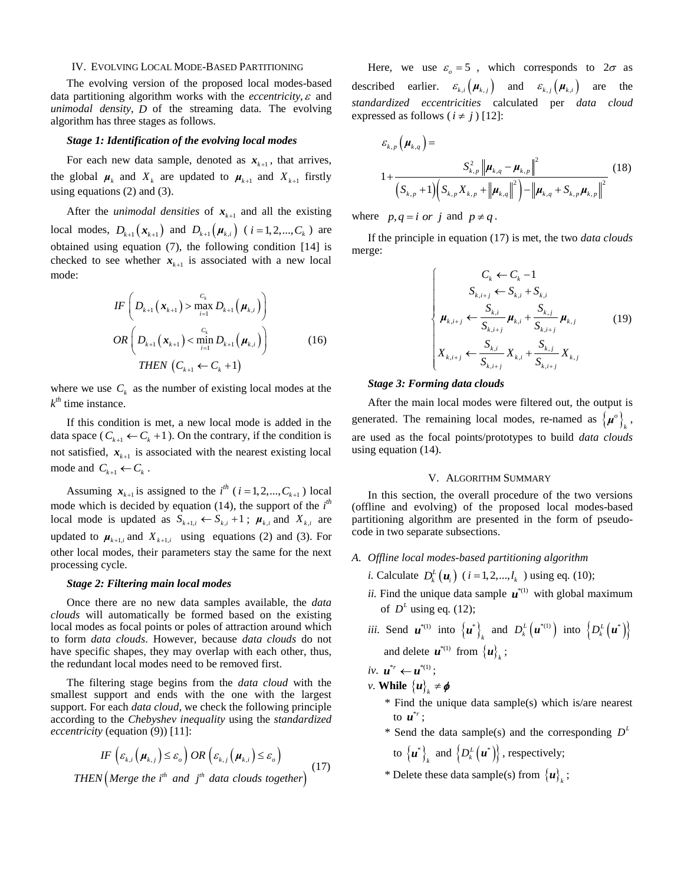## IV. Evolving Local Mode-Based Partitioning

The evolving version of the proposed local modes-based data partitioning algorithm works with the *eccentricity*, $\varepsilon$ and *unimodal density*, $D$ of the streaming data. The evolving algorithm has three stages as follows.

### *Stage 1: Identification of the evolving local modes*

For each new data sample, denoted as $\boldsymbol{x}_{k+1}$, that arrives, the global $\boldsymbol{\mu}_k$ and $X_k$ are updated to $\boldsymbol{\mu}_{k+1}$ and $X_{k+1}$ firstly using equations (2) and (3).

After the *unimodal densities* of $\boldsymbol{x}_{k+1}$ and all the existing local modes, $D_{k+1}(\boldsymbol{x}_{k+1})$ and $D_{k+1}(\boldsymbol{\mu}_{k,i})$ ($i=1,2,...,C_k$) are obtained using equation (7), the following condition [14] is checked to see whether $\boldsymbol{x}_{k+1}$ is associated with a new local mode:

$$
\begin{gathered}
IF\ \left( D_{k+1}(\boldsymbol{x}_{k+1}) > \max_{i=1}^{C_k} D_{k+1}(\boldsymbol{\mu}_{k,i}) \right) \\
OR\ \left( D_{k+1}(\boldsymbol{x}_{k+1}) < \min_{i=1}^{C_k} D_{k+1}(\boldsymbol{\mu}_{k,i}) \right) \\
THEN\ \left( C_{k+1} \leftarrow C_k + 1 \right)
\end{gathered}
\tag{16}
$$

where we use $C_k$ as the number of existing local modes at the $k^{th}$ time instance.

If this condition is met, a new local mode is added in the data space ($C_{k+1} \leftarrow C_k + 1$). On the contrary, if the condition is not satisfied, $\boldsymbol{x}_{k+1}$ is associated with the nearest existing local mode and $C_{k+1} \leftarrow C_k$.

Assuming $\boldsymbol{x}_{k+1}$ is assigned to the $i^{th}$ ($i=1,2,...,C_{k+1}$) local mode which is decided by equation (14), the support of the $i^{th}$ local mode is updated as $S_{k+1,i} \leftarrow S_{k,i} + 1$; $\boldsymbol{\mu}_{k,i}$ and $X_{k,i}$ are updated to $\boldsymbol{\mu}_{k+1,i}$ and $X_{k+1,i}$ using equations (2) and (3). For other local modes, their parameters stay the same for the next processing cycle.

### *Stage 2: Filtering main local modes*

Once there are no new data samples available, the *data clouds* will automatically be formed based on the existing local modes as focal points or poles of attraction around which to form *data clouds*. However, because *data clouds* do not have specific shapes, they may overlap with each other, thus, the redundant local modes need to be removed first.

The filtering stage begins from the *data cloud* with the smallest support and ends with the one with the largest support. For each *data cloud*, we check the following principle according to the *Chebyshev inequality* using the *standardized eccentricity* (equation (9)) [11]:

$$
\begin{gathered}
IF\ \left( \varepsilon_{k,i}(\boldsymbol{\mu}_{k,j}) \le \varepsilon_o \right)\ OR\ \left( \varepsilon_{k,j}(\boldsymbol{\mu}_{k,i}) \le \varepsilon_o \right) \\
THEN \left( Merge\ the\ i^{th}\ and\ j^{th}\ data\ clouds\ together \right)
\end{gathered}
\tag{17}
$$

Here, we use $\varepsilon_o = 5$, which corresponds to $2\sigma$ as described earlier. $\varepsilon_{k,i}(\boldsymbol{\mu}_{k,j})$ and $\varepsilon_{k,j}(\boldsymbol{\mu}_{k,i})$ are the *standardized eccentricities* calculated per *data cloud* expressed as follows ($i \ne j$) [12]:

$$
\varepsilon_{k,p}(\boldsymbol{\mu}_{k,q}) = 1 + \frac{S_{k,p}^2 \left\| \boldsymbol{\mu}_{k,q} - \boldsymbol{\mu}_{k,p} \right\|^2}{\left( S_{k,p} + 1 \right)\left( S_{k,p} X_{k,p} + \left\| \boldsymbol{\mu}_{k,q} \right\|^2 \right) - \left\| \boldsymbol{\mu}_{k,q} + S_{k,p} \boldsymbol{\mu}_{k,p} \right\|^2}
\tag{18}
$$

where $p, q = i\ or\ j$ and $p \ne q$.

If the principle in equation (17) is met, the two *data clouds* merge:

$$
\begin{cases}
C_k \leftarrow C_k - 1 \\
S_{k,i+j} \leftarrow S_{k,i} + S_{k,i} \\
\boldsymbol{\mu}_{k,i+j} \leftarrow \dfrac{S_{k,i}}{S_{k,i+j}} \boldsymbol{\mu}_{k,i} + \dfrac{S_{k,j}}{S_{k,i+j}} \boldsymbol{\mu}_{k,j} \\
X_{k,i+j} \leftarrow \dfrac{S_{k,i}}{S_{k,i+j}} X_{k,i} + \dfrac{S_{k,j}}{S_{k,i+j}} X_{k,j}
\end{cases}
\tag{19}
$$

### *Stage 3: Forming data clouds*

After the main local modes were filtered out, the output is generated. The remaining local modes, re-named as $\{\boldsymbol{\mu}^o\}_k$, are used as the focal points/prototypes to build *data clouds* using equation (14).

## V. Algorithm Summary

In this section, the overall procedure of the two versions (offline and evolving) of the proposed local modes-based partitioning algorithm are presented in the form of pseudo-code in two separate subsections.

### *A. Offline local modes-based partitioning algorithm*

*i.* Calculate $D_k^L(\boldsymbol{u}_i)$ ($i=1,2,...,l_k$) using eq. (10);

*ii.* Find the unique data sample $\boldsymbol{u}^{*(1)}$ with global maximum of $D^L$ using eq. (12);

*iii.* Send $\boldsymbol{u}^{*(1)}$ into $\{\boldsymbol{u}^*\}_k$ and $D_k^L(\boldsymbol{u}^{*(1)})$ into $\{D_k^L(\boldsymbol{u}^*)\}$ and delete $\boldsymbol{u}^{*(1)}$ from $\{\boldsymbol{u}\}_k$;

*iv.* $\boldsymbol{u}^{*r} \leftarrow \boldsymbol{u}^{*(1)}$;

*v.* **While** $\{\boldsymbol{u}\}_k \ne \boldsymbol{\phi}$

* Find the unique data sample(s) which is/are nearest to $\boldsymbol{u}^{*r}$;
* Send the data sample(s) and the corresponding $D^L$ to $\{\boldsymbol{u}^*\}_k$ and $\{D_k^L(\boldsymbol{u}^*)\}$, respectively;
* Delete these data sample(s) from $\{\boldsymbol{u}\}_k$;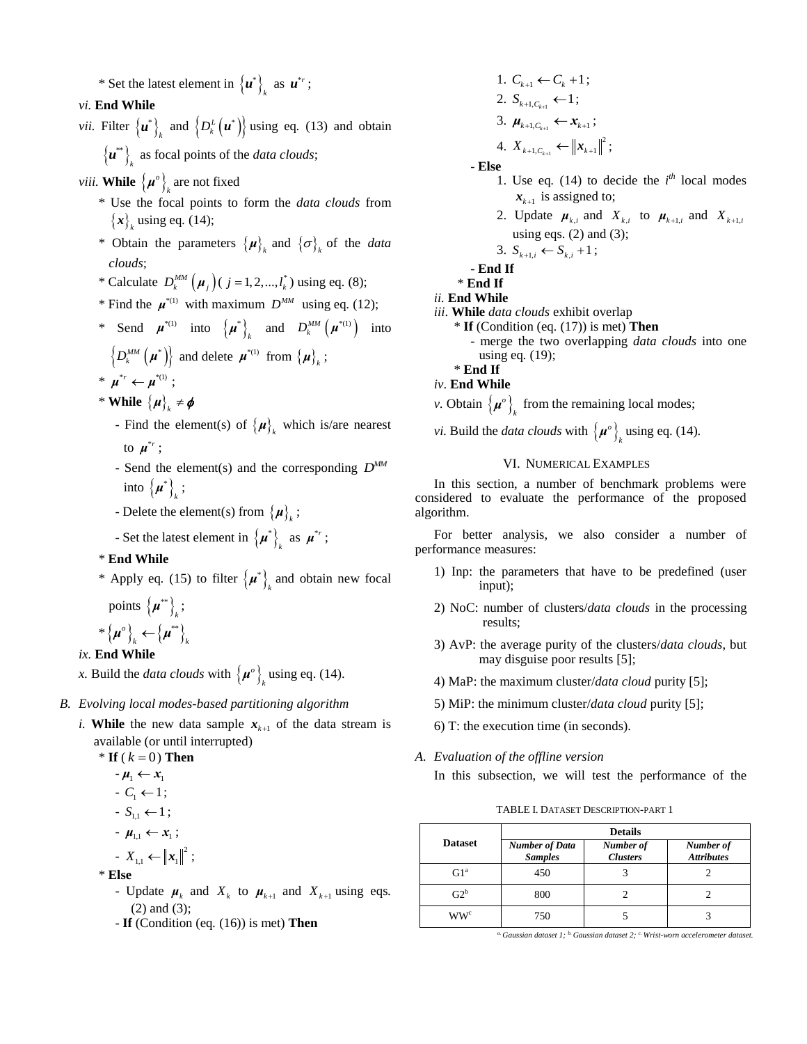* Set the latest element in $\left\{\boldsymbol{u}^{*}\right\}_{k}$ as $\boldsymbol{u}^{*r}$;

*vi.* **End While**

*vii.* Filter $\left\{\boldsymbol{u}^{*}\right\}_{k}$ and $\left\{D_{k}^{L}\left(\boldsymbol{u}^{*}\right)\right\}$ using eq. (13) and obtain $\left\{\boldsymbol{u}^{**}\right\}_{k}$ as focal points of the *data clouds*;

*viii.* **While** $\left\{\boldsymbol{\mu}^{o}\right\}_{k}$ are not fixed

* Use the focal points to form the *data clouds* from $\left\{\boldsymbol{x}\right\}_{k}$ using eq. (14);
* Obtain the parameters $\left\{\boldsymbol{\mu}\right\}_{k}$ and $\left\{\sigma\right\}_{k}$ of the *data clouds*;
* Calculate $D_{k}^{MM}\left(\boldsymbol{\mu}_{j}\right)$ ( $j=1,2,...,l_{k}^{*}$ ) using eq. (8);
* Find the $\boldsymbol{\mu}^{*(1)}$ with maximum $D^{MM}$ using eq. (12);
* Send $\boldsymbol{\mu}^{*(1)}$ into $\left\{\boldsymbol{\mu}^{*}\right\}_{k}$ and $D_{k}^{MM}\left(\boldsymbol{\mu}^{*(1)}\right)$ into $\left\{D_{k}^{MM}\left(\boldsymbol{\mu}^{*}\right)\right\}$ and delete $\boldsymbol{\mu}^{*(1)}$ from $\left\{\boldsymbol{\mu}\right\}_{k}$;
* $\boldsymbol{\mu}^{*r}\leftarrow\boldsymbol{\mu}^{*(1)}$;
* **While** $\left\{\boldsymbol{\mu}\right\}_{k}\neq\boldsymbol{\phi}$
  - Find the element(s) of $\left\{\boldsymbol{\mu}\right\}_{k}$ which is/are nearest to $\boldsymbol{\mu}^{*r}$;
  - Send the element(s) and the corresponding $D^{MM}$ into $\left\{\boldsymbol{\mu}^{*}\right\}_{k}$;
  - Delete the element(s) from $\left\{\boldsymbol{\mu}\right\}_{k}$;
  - Set the latest element in $\left\{\boldsymbol{\mu}^{*}\right\}_{k}$ as $\boldsymbol{\mu}^{*r}$;
* **End While**
* Apply eq. (15) to filter $\left\{\boldsymbol{\mu}^{*}\right\}_{k}$ and obtain new focal points $\left\{\boldsymbol{\mu}^{**}\right\}_{k}$;
* $\left\{\boldsymbol{\mu}^{o}\right\}_{k}\leftarrow\left\{\boldsymbol{\mu}^{**}\right\}_{k}$

*ix.* **End While**

*x.* Build the *data clouds* with $\left\{\boldsymbol{\mu}^{o}\right\}_{k}$ using eq. (14).

### B. *Evolving local modes-based partitioning algorithm*

*i.* **While** the new data sample $\boldsymbol{x}_{k+1}$ of the data stream is available (or until interrupted)

* **If** ( $k=0$ ) **Then**
  - $\boldsymbol{\mu}_{1}\leftarrow\boldsymbol{x}_{1}$
  - $C_{1}\leftarrow1$;
  - $S_{1,1}\leftarrow1$;
  - $\boldsymbol{\mu}_{1,1}\leftarrow\boldsymbol{x}_{1}$;
  - $X_{1,1}\leftarrow\left\|\boldsymbol{x}_{1}\right\|^{2}$;
* **Else**
  - Update $\boldsymbol{\mu}_{k}$ and $X_{k}$ to $\boldsymbol{\mu}_{k+1}$ and $X_{k+1}$ using eqs. (2) and (3);
  - **If** (Condition (eq. (16)) is met) **Then**
    1. $C_{k+1}\leftarrow C_{k}+1$;
    2. $S_{k+1,C_{k+1}}\leftarrow1$;
    3. $\boldsymbol{\mu}_{k+1,C_{k+1}}\leftarrow\boldsymbol{x}_{k+1}$;
    4. $X_{k+1,C_{k+1}}\leftarrow\left\|\boldsymbol{x}_{k+1}\right\|^{2}$;
  - **Else**
    1. Use eq. (14) to decide the $i^{th}$ local modes $\boldsymbol{x}_{k+1}$ is assigned to;
    2. Update $\boldsymbol{\mu}_{k,i}$ and $X_{k,i}$ to $\boldsymbol{\mu}_{k+1,i}$ and $X_{k+1,i}$ using eqs. (2) and (3);
    3. $S_{k+1,i}\leftarrow S_{k,i}+1$;
  - **End If**
* **End If**

*ii.* **End While**

*iii*. **While** *data clouds* exhibit overlap

* **If** (Condition (eq. (17)) is met) **Then**
  - merge the two overlapping *data clouds* into one using eq. (19);
* **End If**

*iv*. **End While**

*v.* Obtain $\left\{\boldsymbol{\mu}^{o}\right\}_{k}$ from the remaining local modes;

*vi.* Build the *data clouds* with $\left\{\boldsymbol{\mu}^{o}\right\}_{k}$ using eq. (14).

## VI. Numerical Examples

In this section, a number of benchmark problems were considered to evaluate the performance of the proposed algorithm.

For better analysis, we also consider a number of performance measures:

1) Inp: the parameters that have to be predefined (user input);

2) NoC: number of clusters/*data clouds* in the processing results;

3) AvP: the average purity of the clusters/*data clouds*, but may disguise poor results [5];

4) MaP: the maximum cluster/*data cloud* purity [5];

5) MiP: the minimum cluster/*data cloud* purity [5];

6) T: the execution time (in seconds).

### A. *Evaluation of the offline version*

In this subsection, we will test the performance of the

TABLE I. Dataset Description-part 1

| Dataset | Details | | |
|---|---|---|---|
| | *Number of Data Samples* | *Number of Clusters* | *Number of Attributes* |
| G1[a] | 450 | 3 | 2 |
| G2[b] | 800 | 2 | 2 |
| WW[c] | 750 | 5 | 3 |

[a] *Gaussian dataset 1;* [b] *Gaussian dataset 2;* [c] *Wrist-worn accelerometer dataset.*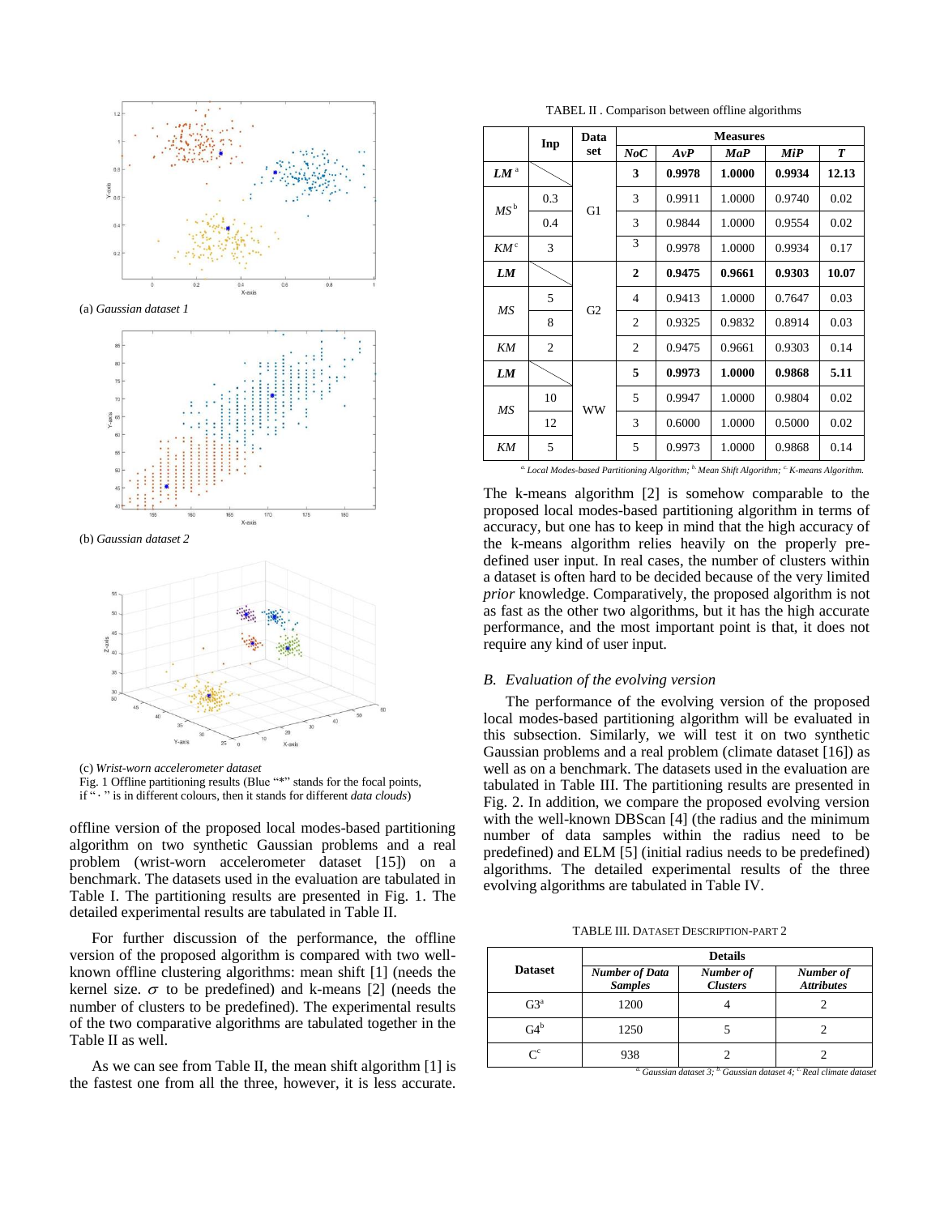(a) *Gaussian dataset 1*

(b) *Gaussian dataset 2*

(c) *Wrist-worn accelerometer dataset*

Fig. 1 Offline partitioning results (Blue "*" stands for the focal points, if " · " is in different colours, then it stands for different *data clouds*)

offline version of the proposed local modes-based partitioning algorithm on two synthetic Gaussian problems and a real problem (wrist-worn accelerometer dataset [15]) on a benchmark. The datasets used in the evaluation are tabulated in Table I. The partitioning results are presented in Fig. 1. The detailed experimental results are tabulated in Table II.

For further discussion of the performance, the offline version of the proposed algorithm is compared with two well-known offline clustering algorithms: mean shift [1] (needs the kernel size. $\sigma$ to be predefined) and k-means [2] (needs the number of clusters to be predefined). The experimental results of the two comparative algorithms are tabulated together in the Table II as well.

As we can see from Table II, the mean shift algorithm [1] is the fastest one from all the three, however, it is less accurate.

TABEL II . Comparison between offline algorithms

| | Inp | Data set | Measures | | | | |
|---|---|---|---|---|---|---|---|
| | | | *NoC* | *AvP* | *MaP* | *MiP* | *T* |
| ***LM*** [a] | | G1 | **3** | **0.9978** | **1.0000** | **0.9934** | **12.13** |
| *MS* [b] | 0.3 | | 3 | 0.9911 | 1.0000 | 0.9740 | 0.02 |
| | 0.4 | | 3 | 0.9844 | 1.0000 | 0.9554 | 0.02 |
| *KM* [c] | 3 | | 3 | 0.9978 | 1.0000 | 0.9934 | 0.17 |
| ***LM*** | | G2 | **2** | **0.9475** | **0.9661** | **0.9303** | **10.07** |
| *MS* | 5 | | 4 | 0.9413 | 1.0000 | 0.7647 | 0.03 |
| | 8 | | 2 | 0.9325 | 0.9832 | 0.8914 | 0.03 |
| *KM* | 2 | | 2 | 0.9475 | 0.9661 | 0.9303 | 0.14 |
| ***LM*** | | WW | **5** | **0.9973** | **1.0000** | **0.9868** | **5.11** |
| *MS* | 10 | | 5 | 0.9947 | 1.0000 | 0.9804 | 0.02 |
| | 12 | | 3 | 0.6000 | 1.0000 | 0.5000 | 0.02 |
| *KM* | 5 | | 5 | 0.9973 | 1.0000 | 0.9868 | 0.14 |

*[a] Local Modes-based Partitioning Algorithm; [b] Mean Shift Algorithm; [c] K-means Algorithm.*

The k-means algorithm [2] is somehow comparable to the proposed local modes-based partitioning algorithm in terms of accuracy, but one has to keep in mind that the high accuracy of the k-means algorithm relies heavily on the properly pre-defined user input. In real cases, the number of clusters within a dataset is often hard to be decided because of the very limited *prior* knowledge. Comparatively, the proposed algorithm is not as fast as the other two algorithms, but it has the high accurate performance, and the most important point is that, it does not require any kind of user input.

### B. Evaluation of the evolving version

The performance of the evolving version of the proposed local modes-based partitioning algorithm will be evaluated in this subsection. Similarly, we will test it on two synthetic Gaussian problems and a real problem (climate dataset [16]) as well as on a benchmark. The datasets used in the evaluation are tabulated in Table III. The partitioning results are presented in Fig. 2. In addition, we compare the proposed evolving version with the well-known DBScan [4] (the radius and the minimum number of data samples within the radius need to be predefined) and ELM [5] (initial radius needs to be predefined) algorithms. The detailed experimental results of the three evolving algorithms are tabulated in Table IV.

TABLE III. DATASET DESCRIPTION-PART 2

| Dataset | Details | | |
|---|---|---|---|
| | *Number of Data Samples* | *Number of Clusters* | *Number of Attributes* |
| G3[a] | 1200 | 4 | 2 |
| G4[b] | 1250 | 5 | 2 |
| C[c] | 938 | 2 | 2 |

*[a] Gaussian dataset 3; [b] Gaussian dataset 4; [c] Real climate dataset*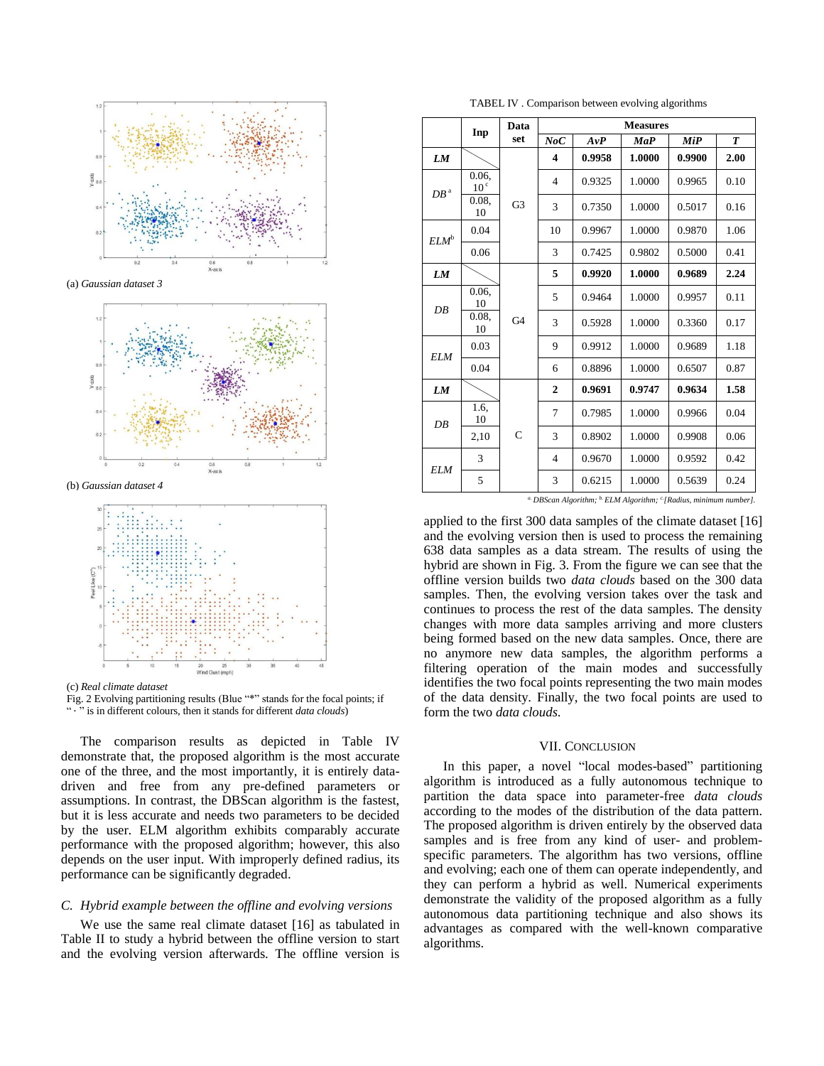(a) *Gaussian dataset 3*

(b) *Gaussian dataset 4*

(c) *Real climate dataset*

Fig. 2 Evolving partitioning results (Blue "*" stands for the focal points; if "·" is in different colours, then it stands for different *data clouds*)

The comparison results as depicted in Table IV demonstrate that, the proposed algorithm is the most accurate one of the three, and the most importantly, it is entirely data-driven and free from any pre-defined parameters or assumptions. In contrast, the DBScan algorithm is the fastest, but it is less accurate and needs two parameters to be decided by the user. ELM algorithm exhibits comparably accurate performance with the proposed algorithm; however, this also depends on the user input. With improperly defined radius, its performance can be significantly degraded.

### *C. Hybrid example between the offline and evolving versions*

We use the same real climate dataset [16] as tabulated in Table II to study a hybrid between the offline version to start and the evolving version afterwards. The offline version is applied to the first 300 data samples of the climate dataset [16] and the evolving version then is used to process the remaining 638 data samples as a data stream. The results of using the hybrid are shown in Fig. 3. From the figure we can see that the offline version builds two *data clouds* based on the 300 data samples. Then, the evolving version takes over the task and continues to process the rest of the data samples. The density changes with more data samples arriving and more clusters being formed based on the new data samples. Once, there are no anymore new data samples, the algorithm performs a filtering operation of the main modes and successfully identifies the two focal points representing the two main modes of the data density. Finally, the two focal points are used to form the two *data clouds*.

TABEL IV . Comparison between evolving algorithms

| | Inp | Data set | Measures | | | | |
|---|---|---|---|---|---|---|---|
| | | | ***NoC*** | ***AvP*** | ***MaP*** | ***MiP*** | ***T*** |
| ***LM*** | | G3 | **4** | **0.9958** | **1.0000** | **0.9900** | **2.00** |
| *DB*[a] | 0.06, 10[c] | G3 | 4 | 0.9325 | 1.0000 | 0.9965 | 0.10 |
| | 0.08, 10 | G3 | 3 | 0.7350 | 1.0000 | 0.5017 | 0.16 |
| *ELM*[b] | 0.04 | G3 | 10 | 0.9967 | 1.0000 | 0.9870 | 1.06 |
| | 0.06 | G3 | 3 | 0.7425 | 0.9802 | 0.5000 | 0.41 |
| ***LM*** | | G4 | **5** | **0.9920** | **1.0000** | **0.9689** | **2.24** |
| *DB* | 0.06, 10 | G4 | 5 | 0.9464 | 1.0000 | 0.9957 | 0.11 |
| | 0.08, 10 | G4 | 3 | 0.5928 | 1.0000 | 0.3360 | 0.17 |
| *ELM* | 0.03 | G4 | 9 | 0.9912 | 1.0000 | 0.9689 | 1.18 |
| | 0.04 | G4 | 6 | 0.8896 | 1.0000 | 0.6507 | 0.87 |
| ***LM*** | | C | **2** | **0.9691** | **0.9747** | **0.9634** | **1.58** |
| *DB* | 1.6, 10 | C | 7 | 0.7985 | 1.0000 | 0.9966 | 0.04 |
| | 2,10 | C | 3 | 0.8902 | 1.0000 | 0.9908 | 0.06 |
| *ELM* | 3 | C | 4 | 0.9670 | 1.0000 | 0.9592 | 0.42 |
| | 5 | C | 3 | 0.6215 | 1.0000 | 0.5639 | 0.24 |

*[a] DBScan Algorithm; [b] ELM Algorithm; [c] [Radius, minimum number].*

## VII. CONCLUSION

In this paper, a novel "local modes-based" partitioning algorithm is introduced as a fully autonomous technique to partition the data space into parameter-free *data clouds* according to the modes of the distribution of the data pattern. The proposed algorithm is driven entirely by the observed data samples and is free from any kind of user- and problem-specific parameters. The algorithm has two versions, offline and evolving; each one of them can operate independently, and they can perform a hybrid as well. Numerical experiments demonstrate the validity of the proposed algorithm as a fully autonomous data partitioning technique and also shows its advantages as compared with the well-known comparative algorithms.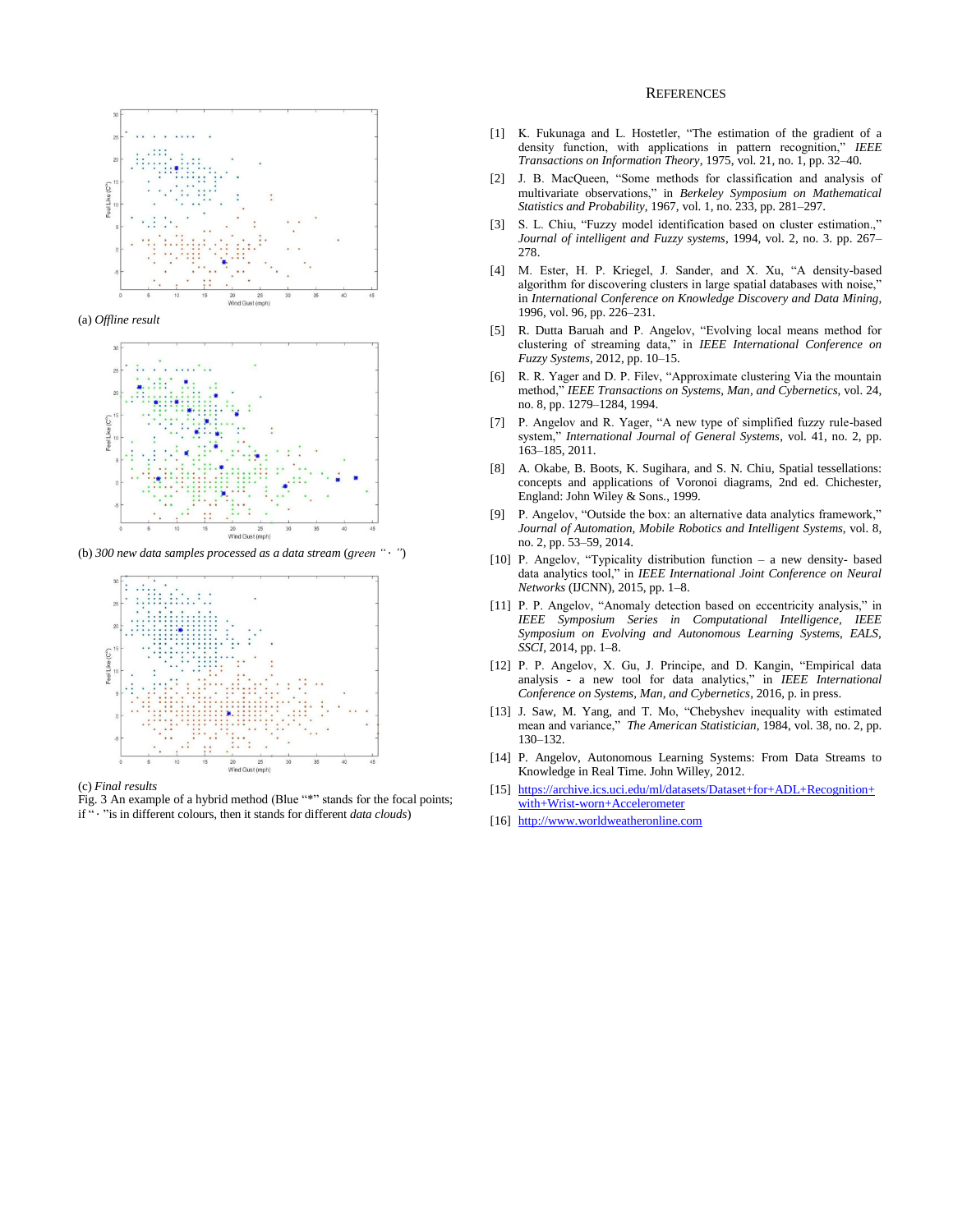Feel Like (C°)

Wind Gust (mph)

0 5 10 15 20 25 30 35 40 45

-5 0 5 10 15 20 25 30

(a) *Offline result*

Feel Like (C°)

Wind Gust (mph)

0 5 10 15 20 25 30 35 40 45

-5 0 5 10 15 20 25 30

(b) *300 new data samples processed as a data stream* (*green "· "*)

Feel Like (C°)

Wind Gust (mph)

0 5 10 15 20 25 30 35 40 45

-5 0 5 10 15 20 25 30

(c) *Final results*

Fig. 3 An example of a hybrid method (Blue "*" stands for the focal points; if "· "is in different colours, then it stands for different *data clouds*)

## REFERENCES

[1] K. Fukunaga and L. Hostetler, "The estimation of the gradient of a density function, with applications in pattern recognition," *IEEE Transactions on Information Theory*, 1975, vol. 21, no. 1, pp. 32–40.

[2] J. B. MacQueen, "Some methods for classification and analysis of multivariate observations," in *Berkeley Symposium on Mathematical Statistics and Probability*, 1967, vol. 1, no. 233, pp. 281–297.

[3] S. L. Chiu, "Fuzzy model identification based on cluster estimation.," *Journal of intelligent and Fuzzy systems*, 1994, vol. 2, no. 3. pp. 267–278.

[4] M. Ester, H. P. Kriegel, J. Sander, and X. Xu, "A density-based algorithm for discovering clusters in large spatial databases with noise," in *International Conference on Knowledge Discovery and Data Mining*, 1996, vol. 96, pp. 226–231.

[5] R. Dutta Baruah and P. Angelov, "Evolving local means method for clustering of streaming data," in *IEEE International Conference on Fuzzy Systems*, 2012, pp. 10–15.

[6] R. R. Yager and D. P. Filev, "Approximate clustering Via the mountain method," *IEEE Transactions on Systems, Man, and Cybernetics*, vol. 24, no. 8, pp. 1279–1284, 1994.

[7] P. Angelov and R. Yager, "A new type of simplified fuzzy rule-based system," *International Journal of General Systems*, vol. 41, no. 2, pp. 163–185, 2011.

[8] A. Okabe, B. Boots, K. Sugihara, and S. N. Chiu, Spatial tessellations: concepts and applications of Voronoi diagrams, 2nd ed. Chichester, England: John Wiley & Sons., 1999.

[9] P. Angelov, "Outside the box: an alternative data analytics framework," *Journal of Automation, Mobile Robotics and Intelligent Systems*, vol. 8, no. 2, pp. 53–59, 2014.

[10] P. Angelov, "Typicality distribution function – a new density- based data analytics tool," in *IEEE International Joint Conference on Neural Networks* (IJCNN), 2015, pp. 1–8.

[11] P. P. Angelov, "Anomaly detection based on eccentricity analysis," in *IEEE Symposium Series in Computational Intelligence, IEEE Symposium on Evolving and Autonomous Learning Systems, EALS, SSCI*, 2014, pp. 1–8.

[12] P. P. Angelov, X. Gu, J. Principe, and D. Kangin, "Empirical data analysis - a new tool for data analytics," in *IEEE International Conference on Systems, Man, and Cybernetics*, 2016, p. in press.

[13] J. Saw, M. Yang, and T. Mo, "Chebyshev inequality with estimated mean and variance," *The American Statistician*, 1984, vol. 38, no. 2, pp. 130–132.

[14] P. Angelov, Autonomous Learning Systems: From Data Streams to Knowledge in Real Time. John Willey, 2012.

[15] https://archive.ics.uci.edu/ml/datasets/Dataset+for+ADL+Recognition+with+Wrist-worn+Accelerometer

[16] http://www.worldweatheronline.com